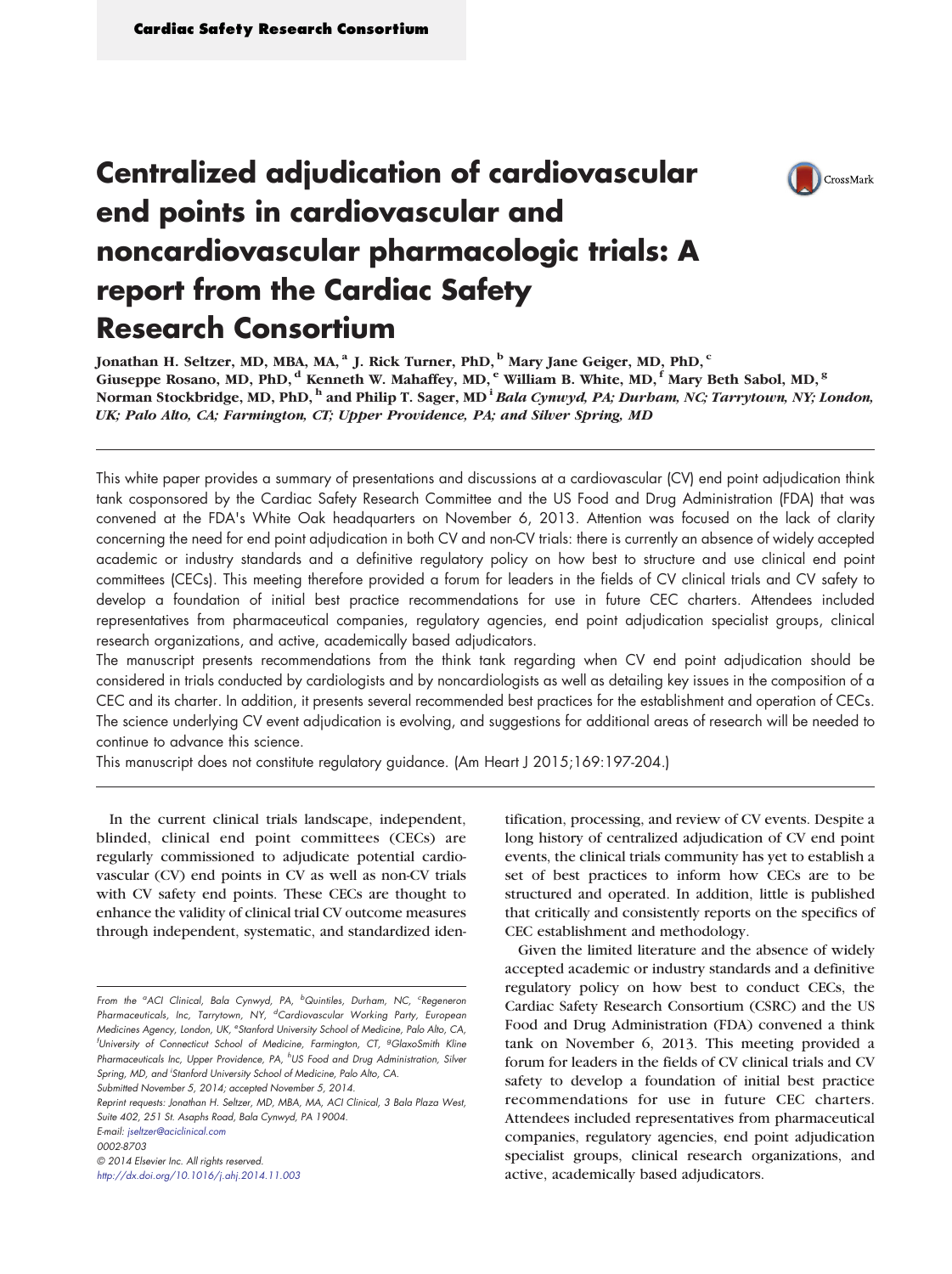# Centralized adjudication of cardiovascular end points in cardiovascular and noncardiovascular pharmacologic trials: A report from the Cardiac Safety Research Consortium

**Jonathan H. Seltzer, MD, MBA, MA,[a] J. Rick Turner, PhD,[b] Mary Jane Geiger, MD, PhD,[c] Giuseppe Rosano, MD, PhD,[d] Kenneth W. Mahaffey, MD,[e] William B. White, MD,[f] Mary Beth Sabol, MD,[g] Norman Stockbridge, MD, PhD,[h] and Philip T. Sager, MD[i]** *Bala Cynwyd, PA; Durham, NC; Tarrytown, NY; London, UK; Palo Alto, CA; Farmington, CT; Upper Providence, PA; and Silver Spring, MD*

This white paper provides a summary of presentations and discussions at a cardiovascular (CV) end point adjudication think tank cosponsored by the Cardiac Safety Research Committee and the US Food and Drug Administration (FDA) that was convened at the FDA's White Oak headquarters on November 6, 2013. Attention was focused on the lack of clarity concerning the need for end point adjudication in both CV and non-CV trials: there is currently an absence of widely accepted academic or industry standards and a definitive regulatory policy on how best to structure and use clinical end point committees (CECs). This meeting therefore provided a forum for leaders in the fields of CV clinical trials and CV safety to develop a foundation of initial best practice recommendations for use in future CEC charters. Attendees included representatives from pharmaceutical companies, regulatory agencies, end point adjudication specialist groups, clinical research organizations, and active, academically based adjudicators.

The manuscript presents recommendations from the think tank regarding when CV end point adjudication should be considered in trials conducted by cardiologists and by noncardiologists as well as detailing key issues in the composition of a CEC and its charter. In addition, it presents several recommended best practices for the establishment and operation of CECs. The science underlying CV event adjudication is evolving, and suggestions for additional areas of research will be needed to continue to advance this science.

This manuscript does not constitute regulatory guidance. (Am Heart J 2015;169:197-204.)

In the current clinical trials landscape, independent, blinded, clinical end point committees (CECs) are regularly commissioned to adjudicate potential cardiovascular (CV) end points in CV as well as non-CV trials with CV safety end points. These CECs are thought to enhance the validity of clinical trial CV outcome measures through independent, systematic, and standardized identification, processing, and review of CV events. Despite a long history of centralized adjudication of CV end point events, the clinical trials community has yet to establish a set of best practices to inform how CECs are to be structured and operated. In addition, little is published that critically and consistently reports on the specifics of CEC establishment and methodology.

Given the limited literature and the absence of widely accepted academic or industry standards and a definitive regulatory policy on how best to conduct CECs, the Cardiac Safety Research Consortium (CSRC) and the US Food and Drug Administration (FDA) convened a think tank on November 6, 2013. This meeting provided a forum for leaders in the fields of CV clinical trials and CV safety to develop a foundation of initial best practice recommendations for use in future CEC charters. Attendees included representatives from pharmaceutical companies, regulatory agencies, end point adjudication specialist groups, clinical research organizations, and active, academically based adjudicators.

From the [a]ACI Clinical, Bala Cynwyd, PA, [b]Quintiles, Durham, NC, [c]Regeneron Pharmaceuticals, Inc, Tarrytown, NY, [d]Cardiovascular Working Party, European Medicines Agency, London, UK, [e]Stanford University School of Medicine, Palo Alto, CA, [f]University of Connecticut School of Medicine, Farmington, CT, [g]GlaxoSmith Kline Pharmaceuticals Inc, Upper Providence, PA, [h]US Food and Drug Administration, Silver Spring, MD, and [i]Stanford University School of Medicine, Palo Alto, CA.

Submitted November 5, 2014; accepted November 5, 2014.

Reprint requests: Jonathan H. Seltzer, MD, MBA, MA, ACI Clinical, 3 Bala Plaza West, Suite 402, 251 St. Asaphs Road, Bala Cynwyd, PA 19004.

E-mail: jseltzer@aciclinical.com

0002-8703

© 2014 Elsevier Inc. All rights reserved.

http://dx.doi.org/10.1016/j.ahj.2014.11.003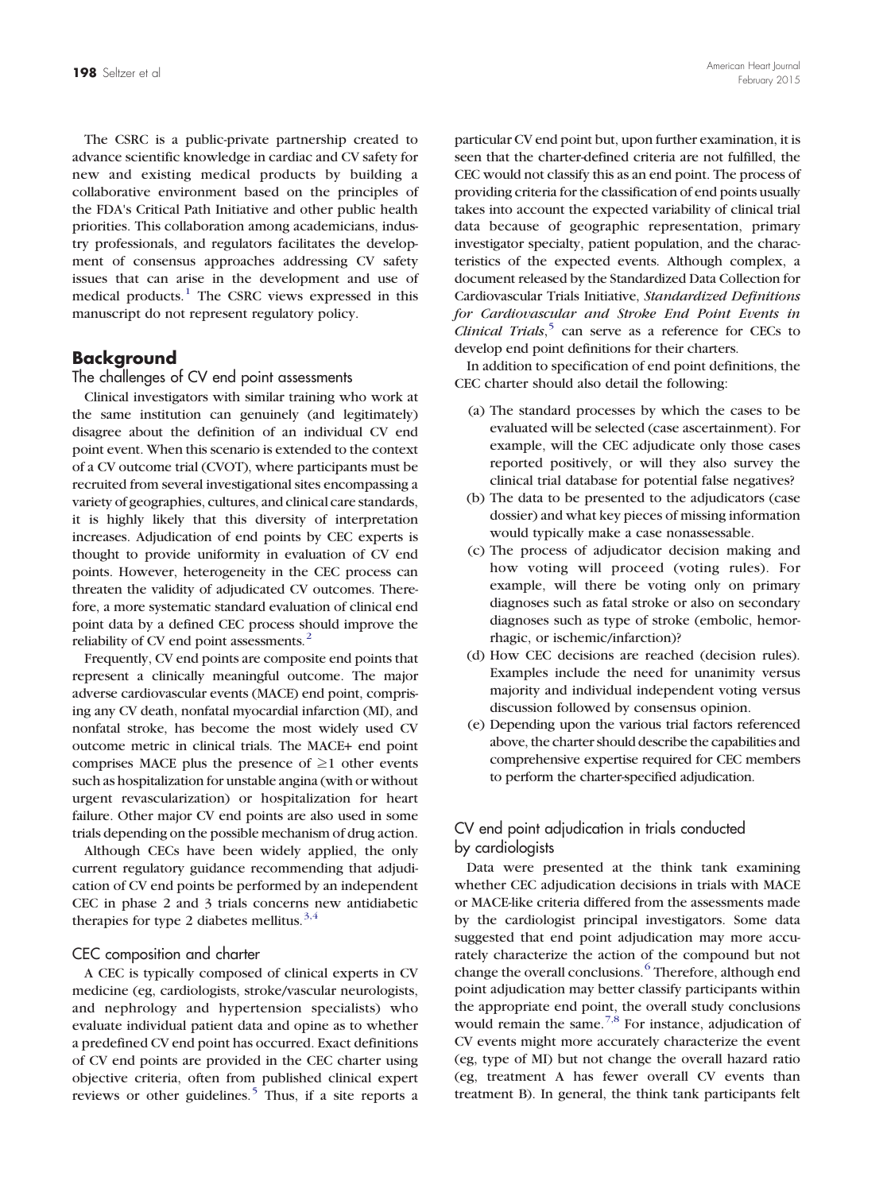The CSRC is a public-private partnership created to advance scientific knowledge in cardiac and CV safety for new and existing medical products by building a collaborative environment based on the principles of the FDA's Critical Path Initiative and other public health priorities. This collaboration among academicians, industry professionals, and regulators facilitates the development of consensus approaches addressing CV safety issues that can arise in the development and use of medical products.[1] The CSRC views expressed in this manuscript do not represent regulatory policy.

## Background

### The challenges of CV end point assessments

Clinical investigators with similar training who work at the same institution can genuinely (and legitimately) disagree about the definition of an individual CV end point event. When this scenario is extended to the context of a CV outcome trial (CVOT), where participants must be recruited from several investigational sites encompassing a variety of geographies, cultures, and clinical care standards, it is highly likely that this diversity of interpretation increases. Adjudication of end points by CEC experts is thought to provide uniformity in evaluation of CV end points. However, heterogeneity in the CEC process can threaten the validity of adjudicated CV outcomes. Therefore, a more systematic standard evaluation of clinical end point data by a defined CEC process should improve the reliability of CV end point assessments.[2]

Frequently, CV end points are composite end points that represent a clinically meaningful outcome. The major adverse cardiovascular events (MACE) end point, comprising any CV death, nonfatal myocardial infarction (MI), and nonfatal stroke, has become the most widely used CV outcome metric in clinical trials. The MACE+ end point comprises MACE plus the presence of ≥1 other events such as hospitalization for unstable angina (with or without urgent revascularization) or hospitalization for heart failure. Other major CV end points are also used in some trials depending on the possible mechanism of drug action.

Although CECs have been widely applied, the only current regulatory guidance recommending that adjudication of CV end points be performed by an independent CEC in phase 2 and 3 trials concerns new antidiabetic therapies for type 2 diabetes mellitus.[3,4]

### CEC composition and charter

A CEC is typically composed of clinical experts in CV medicine (eg, cardiologists, stroke/vascular neurologists, and nephrology and hypertension specialists) who evaluate individual patient data and opine as to whether a predefined CV end point has occurred. Exact definitions of CV end points are provided in the CEC charter using objective criteria, often from published clinical expert reviews or other guidelines.[5] Thus, if a site reports a particular CV end point but, upon further examination, it is seen that the charter-defined criteria are not fulfilled, the CEC would not classify this as an end point. The process of providing criteria for the classification of end points usually takes into account the expected variability of clinical trial data because of geographic representation, primary investigator specialty, patient population, and the characteristics of the expected events. Although complex, a document released by the Standardized Data Collection for Cardiovascular Trials Initiative, *Standardized Definitions for Cardiovascular and Stroke End Point Events in Clinical Trials*,[5] can serve as a reference for CECs to develop end point definitions for their charters.

In addition to specification of end point definitions, the CEC charter should also detail the following:

(a) The standard processes by which the cases to be evaluated will be selected (case ascertainment). For example, will the CEC adjudicate only those cases reported positively, or will they also survey the clinical trial database for potential false negatives?

(b) The data to be presented to the adjudicators (case dossier) and what key pieces of missing information would typically make a case nonassessable.

(c) The process of adjudicator decision making and how voting will proceed (voting rules). For example, will there be voting only on primary diagnoses such as fatal stroke or also on secondary diagnoses such as type of stroke (embolic, hemorrhagic, or ischemic/infarction)?

(d) How CEC decisions are reached (decision rules). Examples include the need for unanimity versus majority and individual independent voting versus discussion followed by consensus opinion.

(e) Depending upon the various trial factors referenced above, the charter should describe the capabilities and comprehensive expertise required for CEC members to perform the charter-specified adjudication.

### CV end point adjudication in trials conducted by cardiologists

Data were presented at the think tank examining whether CEC adjudication decisions in trials with MACE or MACE-like criteria differed from the assessments made by the cardiologist principal investigators. Some data suggested that end point adjudication may more accurately characterize the action of the compound but not change the overall conclusions.[6] Therefore, although end point adjudication may better classify participants within the appropriate end point, the overall study conclusions would remain the same.[7,8] For instance, adjudication of CV events might more accurately characterize the event (eg, type of MI) but not change the overall hazard ratio (eg, treatment A has fewer overall CV events than treatment B). In general, the think tank participants felt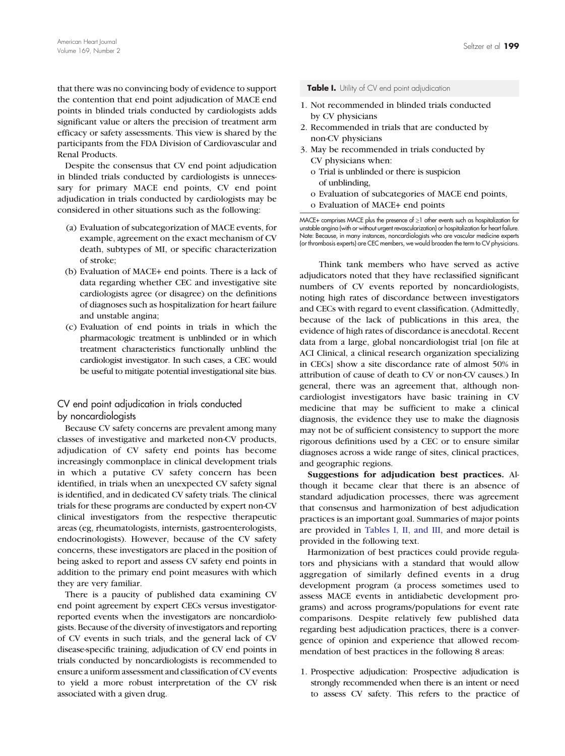that there was no convincing body of evidence to support the contention that end point adjudication of MACE end points in blinded trials conducted by cardiologists adds significant value or alters the precision of treatment arm efficacy or safety assessments. This view is shared by the participants from the FDA Division of Cardiovascular and Renal Products.

Despite the consensus that CV end point adjudication in blinded trials conducted by cardiologists is unnecessary for primary MACE end points, CV end point adjudication in trials conducted by cardiologists may be considered in other situations such as the following:

(a) Evaluation of subcategorization of MACE events, for example, agreement on the exact mechanism of CV death, subtypes of MI, or specific characterization of stroke;
(b) Evaluation of MACE+ end points. There is a lack of data regarding whether CEC and investigative site cardiologists agree (or disagree) on the definitions of diagnoses such as hospitalization for heart failure and unstable angina;
(c) Evaluation of end points in trials in which the pharmacologic treatment is unblinded or in which treatment characteristics functionally unblind the cardiologist investigator. In such cases, a CEC would be useful to mitigate potential investigational site bias.

## CV end point adjudication in trials conducted by noncardiologists

Because CV safety concerns are prevalent among many classes of investigative and marketed non-CV products, adjudication of CV safety end points has become increasingly commonplace in clinical development trials in which a putative CV safety concern has been identified, in trials when an unexpected CV safety signal is identified, and in dedicated CV safety trials. The clinical trials for these programs are conducted by expert non-CV clinical investigators from the respective therapeutic areas (eg, rheumatologists, internists, gastroenterologists, endocrinologists). However, because of the CV safety concerns, these investigators are placed in the position of being asked to report and assess CV safety end points in addition to the primary end point measures with which they are very familiar.

There is a paucity of published data examining CV end point agreement by expert CECs versus investigator-reported events when the investigators are noncardiologists. Because of the diversity of investigators and reporting of CV events in such trials, and the general lack of CV disease-specific training, adjudication of CV end points in trials conducted by noncardiologists is recommended to ensure a uniform assessment and classification of CV events to yield a more robust interpretation of the CV risk associated with a given drug.

**Table I.** Utility of CV end point adjudication

1. Not recommended in blinded trials conducted by CV physicians
2. Recommended in trials that are conducted by non-CV physicians
3. May be recommended in trials conducted by CV physicians when:
   - o Trial is unblinded or there is suspicion of unblinding,
   - o Evaluation of subcategories of MACE end points,
   - o Evaluation of MACE+ end points

MACE+ comprises MACE plus the presence of ≥1 other events such as hospitalization for unstable angina (with or without urgent revascularization) or hospitalization for heart failure. Note: Because, in many instances, noncardiologists who are vascular medicine experts (or thrombosis experts) are CEC members, we would broaden the term to CV physicians.

Think tank members who have served as active adjudicators noted that they have reclassified significant numbers of CV events reported by noncardiologists, noting high rates of discordance between investigators and CECs with regard to event classification. (Admittedly, because of the lack of publications in this area, the evidence of high rates of discordance is anecdotal. Recent data from a large, global noncardiologist trial [on file at ACI Clinical, a clinical research organization specializing in CECs] show a site discordance rate of almost 50% in attribution of cause of death to CV or non-CV causes.) In general, there was an agreement that, although noncardiologist investigators have basic training in CV medicine that may be sufficient to make a clinical diagnosis, the evidence they use to make the diagnosis may not be of sufficient consistency to support the more rigorous definitions used by a CEC or to ensure similar diagnoses across a wide range of sites, clinical practices, and geographic regions.

**Suggestions for adjudication best practices.** Although it became clear that there is an absence of standard adjudication processes, there was agreement that consensus and harmonization of best adjudication practices is an important goal. Summaries of major points are provided in Tables I, II, and III, and more detail is provided in the following text.

Harmonization of best practices could provide regulators and physicians with a standard that would allow aggregation of similarly defined events in a drug development program (a process sometimes used to assess MACE events in antidiabetic development programs) and across programs/populations for event rate comparisons. Despite relatively few published data regarding best adjudication practices, there is a convergence of opinion and experience that allowed recommendation of best practices in the following 8 areas:

1. Prospective adjudication: Prospective adjudication is strongly recommended when there is an intent or need to assess CV safety. This refers to the practice of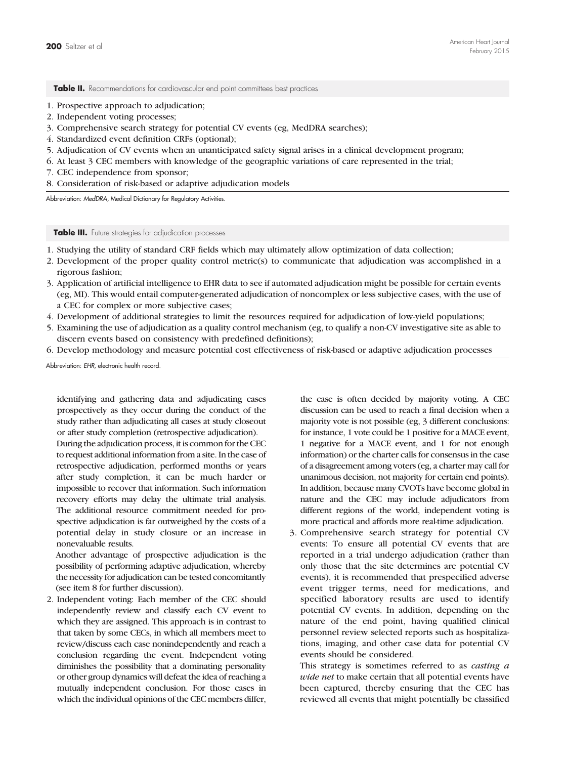**Table II.** Recommendations for cardiovascular end point committees best practices

1. Prospective approach to adjudication;
2. Independent voting processes;
3. Comprehensive search strategy for potential CV events (eg, MedDRA searches);
4. Standardized event definition CRFs (optional);
5. Adjudication of CV events when an unanticipated safety signal arises in a clinical development program;
6. At least 3 CEC members with knowledge of the geographic variations of care represented in the trial;
7. CEC independence from sponsor;
8. Consideration of risk-based or adaptive adjudication models

Abbreviation: *MedDRA*, Medical Dictionary for Regulatory Activities.

**Table III.** Future strategies for adjudication processes

1. Studying the utility of standard CRF fields which may ultimately allow optimization of data collection;
2. Development of the proper quality control metric(s) to communicate that adjudication was accomplished in a rigorous fashion;
3. Application of artificial intelligence to EHR data to see if automated adjudication might be possible for certain events (eg, MI). This would entail computer-generated adjudication of noncomplex or less subjective cases, with the use of a CEC for complex or more subjective cases;
4. Development of additional strategies to limit the resources required for adjudication of low-yield populations;
5. Examining the use of adjudication as a quality control mechanism (eg, to qualify a non-CV investigative site as able to discern events based on consistency with predefined definitions);
6. Develop methodology and measure potential cost effectiveness of risk-based or adaptive adjudication processes

Abbreviation: *EHR*, electronic health record.

identifying and gathering data and adjudicating cases prospectively as they occur during the conduct of the study rather than adjudicating all cases at study closeout or after study completion (retrospective adjudication).

During the adjudication process, it is common for the CEC to request additional information from a site. In the case of retrospective adjudication, performed months or years after study completion, it can be much harder or impossible to recover that information. Such information recovery efforts may delay the ultimate trial analysis. The additional resource commitment needed for prospective adjudication is far outweighed by the costs of a potential delay in study closure or an increase in nonevaluable results.

Another advantage of prospective adjudication is the possibility of performing adaptive adjudication, whereby the necessity for adjudication can be tested concomitantly (see item 8 for further discussion).

2. Independent voting: Each member of the CEC should independently review and classify each CV event to which they are assigned. This approach is in contrast to that taken by some CECs, in which all members meet to review/discuss each case nonindependently and reach a conclusion regarding the event. Independent voting diminishes the possibility that a dominating personality or other group dynamics will defeat the idea of reaching a mutually independent conclusion. For those cases in which the individual opinions of the CEC members differ, the case is often decided by majority voting. A CEC discussion can be used to reach a final decision when a majority vote is not possible (eg, 3 different conclusions: for instance, 1 vote could be 1 positive for a MACE event, 1 negative for a MACE event, and 1 for not enough information) or the charter calls for consensus in the case of a disagreement among voters (eg, a charter may call for unanimous decision, not majority for certain end points). In addition, because many CVOTs have become global in nature and the CEC may include adjudicators from different regions of the world, independent voting is more practical and affords more real-time adjudication.

3. Comprehensive search strategy for potential CV events: To ensure all potential CV events that are reported in a trial undergo adjudication (rather than only those that the site determines are potential CV events), it is recommended that prespecified adverse event trigger terms, need for medications, and specified laboratory results are used to identify potential CV events. In addition, depending on the nature of the end point, having qualified clinical personnel review selected reports such as hospitalizations, imaging, and other case data for potential CV events should be considered.

   This strategy is sometimes referred to as *casting a wide net* to make certain that all potential events have been captured, thereby ensuring that the CEC has reviewed all events that might potentially be classified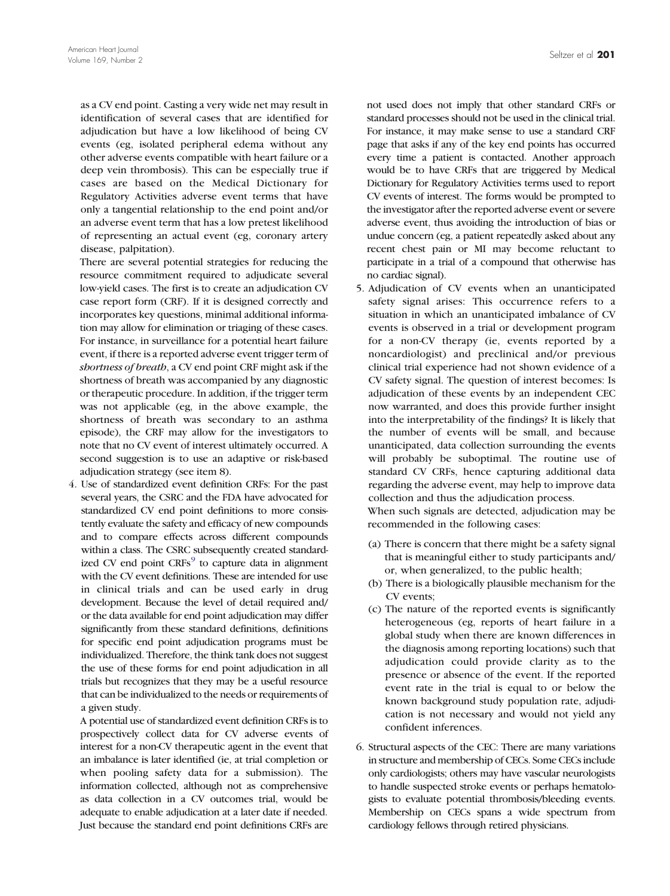as a CV end point. Casting a very wide net may result in identification of several cases that are identified for adjudication but have a low likelihood of being CV events (eg, isolated peripheral edema without any other adverse events compatible with heart failure or a deep vein thrombosis). This can be especially true if cases are based on the Medical Dictionary for Regulatory Activities adverse event terms that have only a tangential relationship to the end point and/or an adverse event term that has a low pretest likelihood of representing an actual event (eg, coronary artery disease, palpitation).

There are several potential strategies for reducing the resource commitment required to adjudicate several low-yield cases. The first is to create an adjudication CV case report form (CRF). If it is designed correctly and incorporates key questions, minimal additional information may allow for elimination or triaging of these cases. For instance, in surveillance for a potential heart failure event, if there is a reported adverse event trigger term of *shortness of breath*, a CV end point CRF might ask if the shortness of breath was accompanied by any diagnostic or therapeutic procedure. In addition, if the trigger term was not applicable (eg, in the above example, the shortness of breath was secondary to an asthma episode), the CRF may allow for the investigators to note that no CV event of interest ultimately occurred. A second suggestion is to use an adaptive or risk-based adjudication strategy (see item 8).

4. Use of standardized event definition CRFs: For the past several years, the CSRC and the FDA have advocated for standardized CV end point definitions to more consistently evaluate the safety and efficacy of new compounds and to compare effects across different compounds within a class. The CSRC subsequently created standardized CV end point CRFs[9] to capture data in alignment with the CV event definitions. These are intended for use in clinical trials and can be used early in drug development. Because the level of detail required and/or the data available for end point adjudication may differ significantly from these standard definitions, definitions for specific end point adjudication programs must be individualized. Therefore, the think tank does not suggest the use of these forms for end point adjudication in all trials but recognizes that they may be a useful resource that can be individualized to the needs or requirements of a given study.

   A potential use of standardized event definition CRFs is to prospectively collect data for CV adverse events of interest for a non-CV therapeutic agent in the event that an imbalance is later identified (ie, at trial completion or when pooling safety data for a submission). The information collected, although not as comprehensive as data collection in a CV outcomes trial, would be adequate to enable adjudication at a later date if needed. Just because the standard end point definitions CRFs are not used does not imply that other standard CRFs or standard processes should not be used in the clinical trial. For instance, it may make sense to use a standard CRF page that asks if any of the key end points has occurred every time a patient is contacted. Another approach would be to have CRFs that are triggered by Medical Dictionary for Regulatory Activities terms used to report CV events of interest. The forms would be prompted to the investigator after the reported adverse event or severe adverse event, thus avoiding the introduction of bias or undue concern (eg, a patient repeatedly asked about any recent chest pain or MI may become reluctant to participate in a trial of a compound that otherwise has no cardiac signal).

5. Adjudication of CV events when an unanticipated safety signal arises: This occurrence refers to a situation in which an unanticipated imbalance of CV events is observed in a trial or development program for a non-CV therapy (ie, events reported by a noncardiologist) and preclinical and/or previous clinical trial experience had not shown evidence of a CV safety signal. The question of interest becomes: Is adjudication of these events by an independent CEC now warranted, and does this provide further insight into the interpretability of the findings? It is likely that the number of events will be small, and because unanticipated, data collection surrounding the events will probably be suboptimal. The routine use of standard CV CRFs, hence capturing additional data regarding the adverse event, may help to improve data collection and thus the adjudication process.

   When such signals are detected, adjudication may be recommended in the following cases:

   (a) There is concern that there might be a safety signal that is meaningful either to study participants and/or, when generalized, to the public health;
   (b) There is a biologically plausible mechanism for the CV events;
   (c) The nature of the reported events is significantly heterogeneous (eg, reports of heart failure in a global study when there are known differences in the diagnosis among reporting locations) such that adjudication could provide clarity as to the presence or absence of the event. If the reported event rate in the trial is equal to or below the known background study population rate, adjudication is not necessary and would not yield any confident inferences.

6. Structural aspects of the CEC: There are many variations in structure and membership of CECs. Some CECs include only cardiologists; others may have vascular neurologists to handle suspected stroke events or perhaps hematologists to evaluate potential thrombosis/bleeding events. Membership on CECs spans a wide spectrum from cardiology fellows through retired physicians.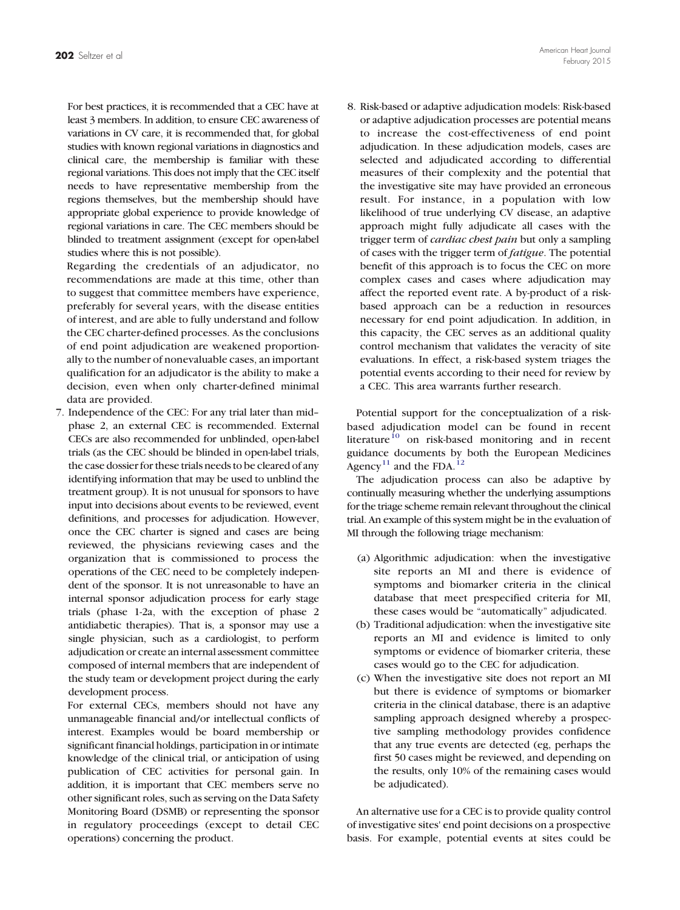For best practices, it is recommended that a CEC have at least 3 members. In addition, to ensure CEC awareness of variations in CV care, it is recommended that, for global studies with known regional variations in diagnostics and clinical care, the membership is familiar with these regional variations. This does not imply that the CEC itself needs to have representative membership from the regions themselves, but the membership should have appropriate global experience to provide knowledge of regional variations in care. The CEC members should be blinded to treatment assignment (except for open-label studies where this is not possible).

Regarding the credentials of an adjudicator, no recommendations are made at this time, other than to suggest that committee members have experience, preferably for several years, with the disease entities of interest, and are able to fully understand and follow the CEC charter-defined processes. As the conclusions of end point adjudication are weakened proportionally to the number of nonevaluable cases, an important qualification for an adjudicator is the ability to make a decision, even when only charter-defined minimal data are provided.

7. Independence of the CEC: For any trial later than mid–phase 2, an external CEC is recommended. External CECs are also recommended for unblinded, open-label trials (as the CEC should be blinded in open-label trials, the case dossier for these trials needs to be cleared of any identifying information that may be used to unblind the treatment group). It is not unusual for sponsors to have input into decisions about events to be reviewed, event definitions, and processes for adjudication. However, once the CEC charter is signed and cases are being reviewed, the physicians reviewing cases and the organization that is commissioned to process the operations of the CEC need to be completely independent of the sponsor. It is not unreasonable to have an internal sponsor adjudication process for early stage trials (phase 1-2a, with the exception of phase 2 antidiabetic therapies). That is, a sponsor may use a single physician, such as a cardiologist, to perform adjudication or create an internal assessment committee composed of internal members that are independent of the study team or development project during the early development process.

   For external CECs, members should not have any unmanageable financial and/or intellectual conflicts of interest. Examples would be board membership or significant financial holdings, participation in or intimate knowledge of the clinical trial, or anticipation of using publication of CEC activities for personal gain. In addition, it is important that CEC members serve no other significant roles, such as serving on the Data Safety Monitoring Board (DSMB) or representing the sponsor in regulatory proceedings (except to detail CEC operations) concerning the product.

8. Risk-based or adaptive adjudication models: Risk-based or adaptive adjudication processes are potential means to increase the cost-effectiveness of end point adjudication. In these adjudication models, cases are selected and adjudicated according to differential measures of their complexity and the potential that the investigative site may have provided an erroneous result. For instance, in a population with low likelihood of true underlying CV disease, an adaptive approach might fully adjudicate all cases with the trigger term of *cardiac chest pain* but only a sampling of cases with the trigger term of *fatigue*. The potential benefit of this approach is to focus the CEC on more complex cases and cases where adjudication may affect the reported event rate. A by-product of a risk-based approach can be a reduction in resources necessary for end point adjudication. In addition, in this capacity, the CEC serves as an additional quality control mechanism that validates the veracity of site evaluations. In effect, a risk-based system triages the potential events according to their need for review by a CEC. This area warrants further research.

Potential support for the conceptualization of a risk-based adjudication model can be found in recent literature[10] on risk-based monitoring and in recent guidance documents by both the European Medicines Agency[11] and the FDA.[12]

The adjudication process can also be adaptive by continually measuring whether the underlying assumptions for the triage scheme remain relevant throughout the clinical trial. An example of this system might be in the evaluation of MI through the following triage mechanism:

(a) Algorithmic adjudication: when the investigative site reports an MI and there is evidence of symptoms and biomarker criteria in the clinical database that meet prespecified criteria for MI, these cases would be “automatically” adjudicated.

(b) Traditional adjudication: when the investigative site reports an MI and evidence is limited to only symptoms or evidence of biomarker criteria, these cases would go to the CEC for adjudication.

(c) When the investigative site does not report an MI but there is evidence of symptoms or biomarker criteria in the clinical database, there is an adaptive sampling approach designed whereby a prospective sampling methodology provides confidence that any true events are detected (eg, perhaps the first 50 cases might be reviewed, and depending on the results, only 10% of the remaining cases would be adjudicated).

An alternative use for a CEC is to provide quality control of investigative sites' end point decisions on a prospective basis. For example, potential events at sites could be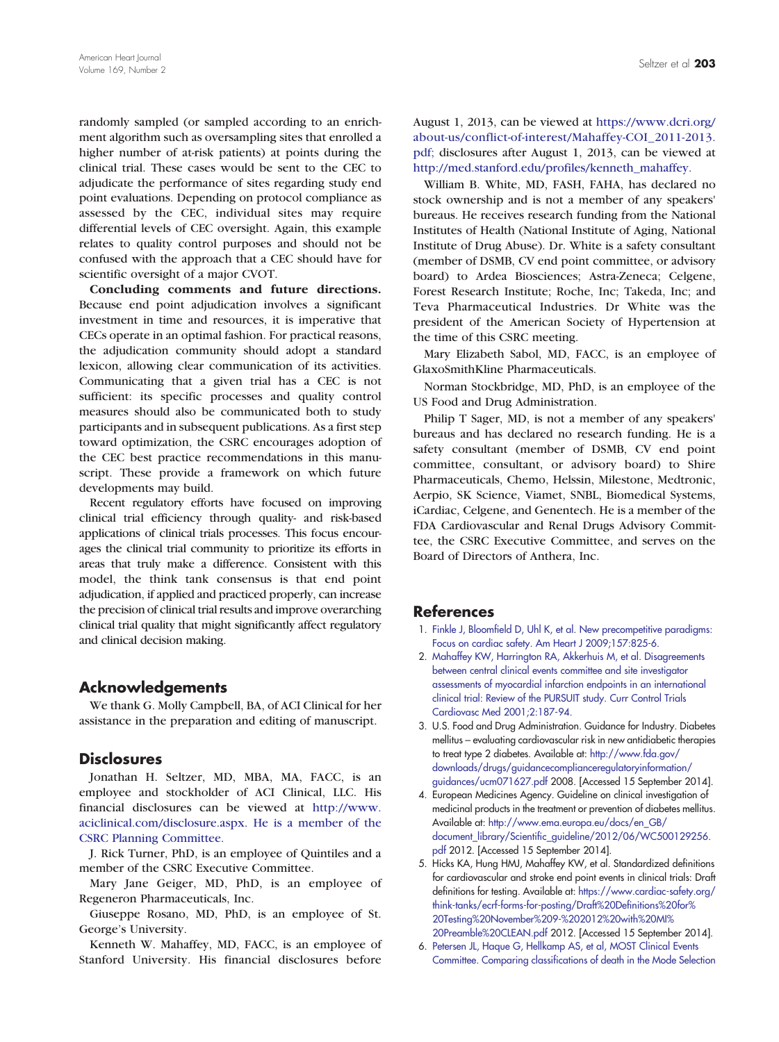randomly sampled (or sampled according to an enrichment algorithm such as oversampling sites that enrolled a higher number of at-risk patients) at points during the clinical trial. These cases would be sent to the CEC to adjudicate the performance of sites regarding study end point evaluations. Depending on protocol compliance as assessed by the CEC, individual sites may require differential levels of CEC oversight. Again, this example relates to quality control purposes and should not be confused with the approach that a CEC should have for scientific oversight of a major CVOT.

**Concluding comments and future directions.** Because end point adjudication involves a significant investment in time and resources, it is imperative that CECs operate in an optimal fashion. For practical reasons, the adjudication community should adopt a standard lexicon, allowing clear communication of its activities. Communicating that a given trial has a CEC is not sufficient: its specific processes and quality control measures should also be communicated both to study participants and in subsequent publications. As a first step toward optimization, the CSRC encourages adoption of the CEC best practice recommendations in this manuscript. These provide a framework on which future developments may build.

Recent regulatory efforts have focused on improving clinical trial efficiency through quality- and risk-based applications of clinical trials processes. This focus encourages the clinical trial community to prioritize its efforts in areas that truly make a difference. Consistent with this model, the think tank consensus is that end point adjudication, if applied and practiced properly, can increase the precision of clinical trial results and improve overarching clinical trial quality that might significantly affect regulatory and clinical decision making.

## Acknowledgements

We thank G. Molly Campbell, BA, of ACI Clinical for her assistance in the preparation and editing of manuscript.

## Disclosures

Jonathan H. Seltzer, MD, MBA, MA, FACC, is an employee and stockholder of ACI Clinical, LLC. His financial disclosures can be viewed at http://www.aciclinical.com/disclosure.aspx. He is a member of the CSRC Planning Committee.

J. Rick Turner, PhD, is an employee of Quintiles and a member of the CSRC Executive Committee.

Mary Jane Geiger, MD, PhD, is an employee of Regeneron Pharmaceuticals, Inc.

Giuseppe Rosano, MD, PhD, is an employee of St. George's University.

Kenneth W. Mahaffey, MD, FACC, is an employee of Stanford University. His financial disclosures before August 1, 2013, can be viewed at https://www.dcri.org/about-us/conflict-of-interest/Mahaffey-COI_2011-2013.pdf; disclosures after August 1, 2013, can be viewed at http://med.stanford.edu/profiles/kenneth_mahaffey.

William B. White, MD, FASH, FAHA, has declared no stock ownership and is not a member of any speakers' bureaus. He receives research funding from the National Institutes of Health (National Institute of Aging, National Institute of Drug Abuse). Dr. White is a safety consultant (member of DSMB, CV end point committee, or advisory board) to Ardea Biosciences; Astra-Zeneca; Celgene, Forest Research Institute; Roche, Inc; Takeda, Inc; and Teva Pharmaceutical Industries. Dr White was the president of the American Society of Hypertension at the time of this CSRC meeting.

Mary Elizabeth Sabol, MD, FACC, is an employee of GlaxoSmithKline Pharmaceuticals.

Norman Stockbridge, MD, PhD, is an employee of the US Food and Drug Administration.

Philip T Sager, MD, is not a member of any speakers' bureaus and has declared no research funding. He is a safety consultant (member of DSMB, CV end point committee, consultant, or advisory board) to Shire Pharmaceuticals, Chemo, Helssin, Milestone, Medtronic, Aerpio, SK Science, Viamet, SNBL, Biomedical Systems, iCardiac, Celgene, and Genentech. He is a member of the FDA Cardiovascular and Renal Drugs Advisory Committee, the CSRC Executive Committee, and serves on the Board of Directors of Anthera, Inc.

## References

1. Finkle J, Bloomfield D, Uhl K, et al. New precompetitive paradigms: Focus on cardiac safety. Am Heart J 2009;157:825-6.
2. Mahaffey KW, Harrington RA, Akkerhuis M, et al. Disagreements between central clinical events committee and site investigator assessments of myocardial infarction endpoints in an international clinical trial: Review of the PURSUIT study. Curr Control Trials Cardiovasc Med 2001;2:187-94.
3. U.S. Food and Drug Administration. Guidance for Industry. Diabetes mellitus – evaluating cardiovascular risk in new antidiabetic therapies to treat type 2 diabetes. Available at: http://www.fda.gov/downloads/drugs/guidancecomplianceregulatoryinformation/guidances/ucm071627.pdf 2008. [Accessed 15 September 2014].
4. European Medicines Agency. Guideline on clinical investigation of medicinal products in the treatment or prevention of diabetes mellitus. Available at: http://www.ema.europa.eu/docs/en_GB/document_library/Scientific_guideline/2012/06/WC500129256.pdf 2012. [Accessed 15 September 2014].
5. Hicks KA, Hung HMJ, Mahaffey KW, et al. Standardized definitions for cardiovascular and stroke end point events in clinical trials: Draft definitions for testing. Available at: https://www.cardiac-safety.org/think-tanks/ecrf-forms-for-posting/Draft%20Definitions%20for%20Testing%20November%209-%202012%20with%20MI%20Preamble%20CLEAN.pdf 2012. [Accessed 15 September 2014].
6. Petersen JL, Haque G, Hellkamp AS, et al, MOST Clinical Events Committee. Comparing classifications of death in the Mode Selection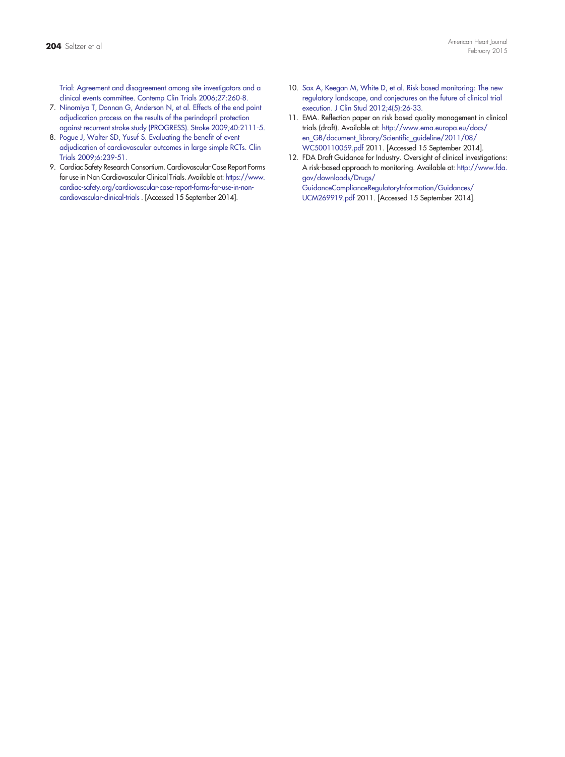Trial: Agreement and disagreement among site investigators and a clinical events committee. Contemp Clin Trials 2006;27:260-8.

7. Ninomiya T, Donnan G, Anderson N, et al. Effects of the end point adjudication process on the results of the perindopril protection against recurrent stroke study (PROGRESS). Stroke 2009;40:2111-5.
8. Pogue J, Walter SD, Yusuf S. Evaluating the benefit of event adjudication of cardiovascular outcomes in large simple RCTs. Clin Trials 2009;6:239-51.
9. Cardiac Safety Research Consortium. Cardiovascular Case Report Forms for use in Non Cardiovascular Clinical Trials. Available at: https://www.cardiac-safety.org/cardiovascular-case-report-forms-for-use-in-non-cardiovascular-clinical-trials . [Accessed 15 September 2014].
10. Sax A, Keegan M, White D, et al. Risk-based monitoring: The new regulatory landscape, and conjectures on the future of clinical trial execution. J Clin Stud 2012;4(5):26-33.
11. EMA. Reflection paper on risk based quality management in clinical trials (draft). Available at: http://www.ema.europa.eu/docs/en_GB/document_library/Scientific_guideline/2011/08/WC500110059.pdf 2011. [Accessed 15 September 2014].
12. FDA Draft Guidance for Industry. Oversight of clinical investigations: A risk-based approach to monitoring. Available at: http://www.fda.gov/downloads/Drugs/GuidanceComplianceRegulatoryInformation/Guidances/UCM269919.pdf 2011. [Accessed 15 September 2014].